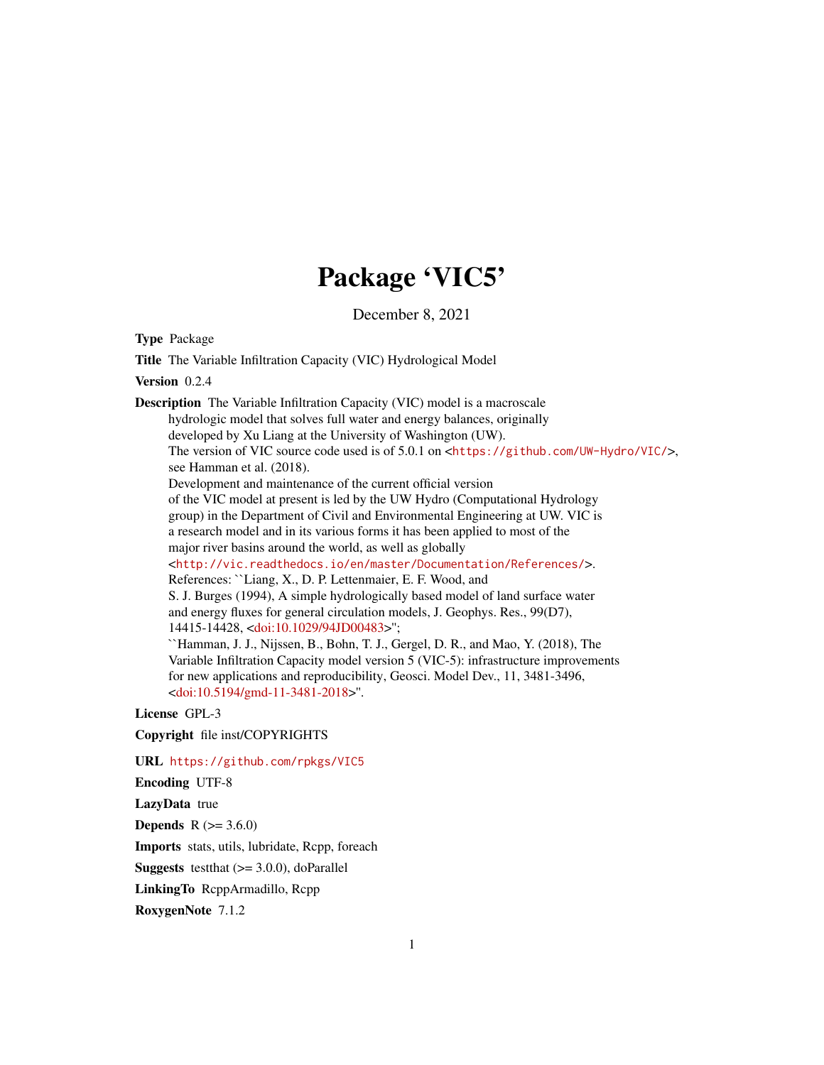# Package 'VIC5'

December 8, 2021

**Type** Package

**Title** The Variable Infiltration Capacity (VIC) Hydrological Model

**Version** 0.2.4

**Description** The Variable Infiltration Capacity (VIC) model is a macroscale hydrologic model that solves full water and energy balances, originally developed by Xu Liang at the University of Washington (UW). The version of VIC source code used is of 5.0.1 on <https://github.com/UW-Hydro/VIC/>, see Hamman et al. (2018). Development and maintenance of the current official version of the VIC model at present is led by the UW Hydro (Computational Hydrology group) in the Department of Civil and Environmental Engineering at UW. VIC is a research model and in its various forms it has been applied to most of the major river basins around the world, as well as globally <http://vic.readthedocs.io/en/master/Documentation/References/>. References: ``Liang, X., D. P. Lettenmaier, E. F. Wood, and S. J. Burges (1994), A simple hydrologically based model of land surface water and energy fluxes for general circulation models, J. Geophys. Res., 99(D7), 14415-14428, <doi:10.1029/94JD00483>''; ``Hamman, J. J., Nijssen, B., Bohn, T. J., Gergel, D. R., and Mao, Y. (2018), The Variable Infiltration Capacity model version 5 (VIC-5): infrastructure improvements for new applications and reproducibility, Geosci. Model Dev., 11, 3481-3496, <doi:10.5194/gmd-11-3481-2018>''.

**License** GPL-3

**Copyright** file inst/COPYRIGHTS

**URL** https://github.com/rpkgs/VIC5

**Encoding** UTF-8

**LazyData** true

**Depends** R (>= 3.6.0)

**Imports** stats, utils, lubridate, Rcpp, foreach

**Suggests** testthat (>= 3.0.0), doParallel

**LinkingTo** RcppArmadillo, Rcpp

**RoxygenNote** 7.1.2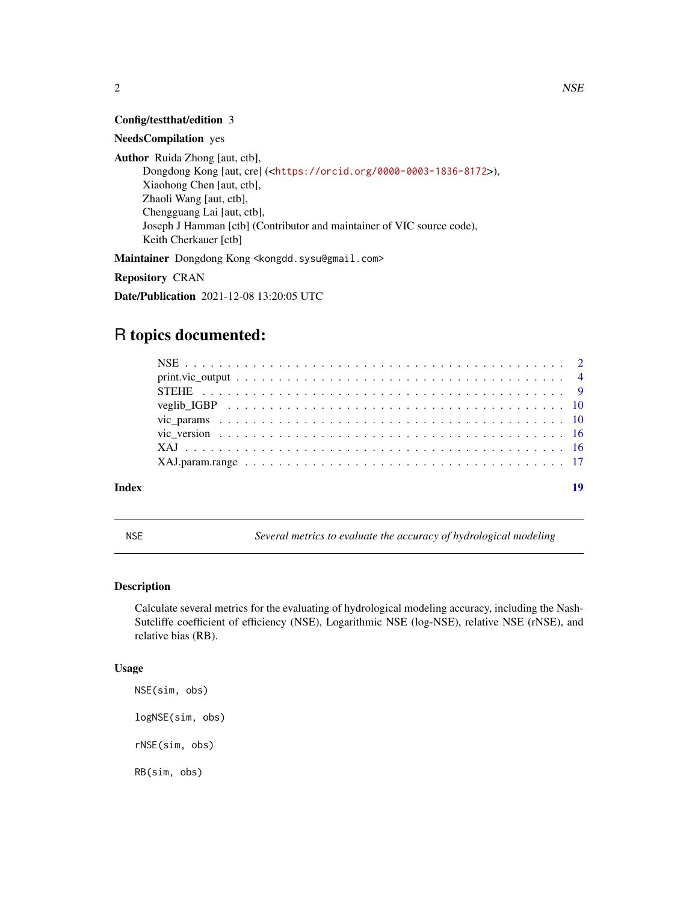**Config/testthat/edition** 3

**NeedsCompilation** yes

**Author** Ruida Zhong [aut, ctb],
Dongdong Kong [aut, cre] (<https://orcid.org/0000-0003-1836-8172>),
Xiaohong Chen [aut, ctb],
Zhaoli Wang [aut, ctb],
Chengguang Lai [aut, ctb],
Joseph J Hamman [ctb] (Contributor and maintainer of VIC source code),
Keith Cherkauer [ctb]

**Maintainer** Dongdong Kong <kongdd.sysu@gmail.com>

**Repository** CRAN

**Date/Publication** 2021-12-08 13:20:05 UTC

# R topics documented:

| | |
|---|---|
| NSE | 2 |
| print.vic_output | 4 |
| STEHE | 9 |
| veglib_IGBP | 10 |
| vic_params | 10 |
| vic_version | 16 |
| XAJ | 16 |
| XAJ.param.range | 17 |
| **Index** | **19** |

---

NSE — *Several metrics to evaluate the accuracy of hydrological modeling*

---

### Description

Calculate several metrics for the evaluating of hydrological modeling accuracy, including the Nash-Sutcliffe coefficient of efficiency (NSE), Logarithmic NSE (log-NSE), relative NSE (rNSE), and relative bias (RB).

### Usage

```
NSE(sim, obs)

logNSE(sim, obs)

rNSE(sim, obs)

RB(sim, obs)
```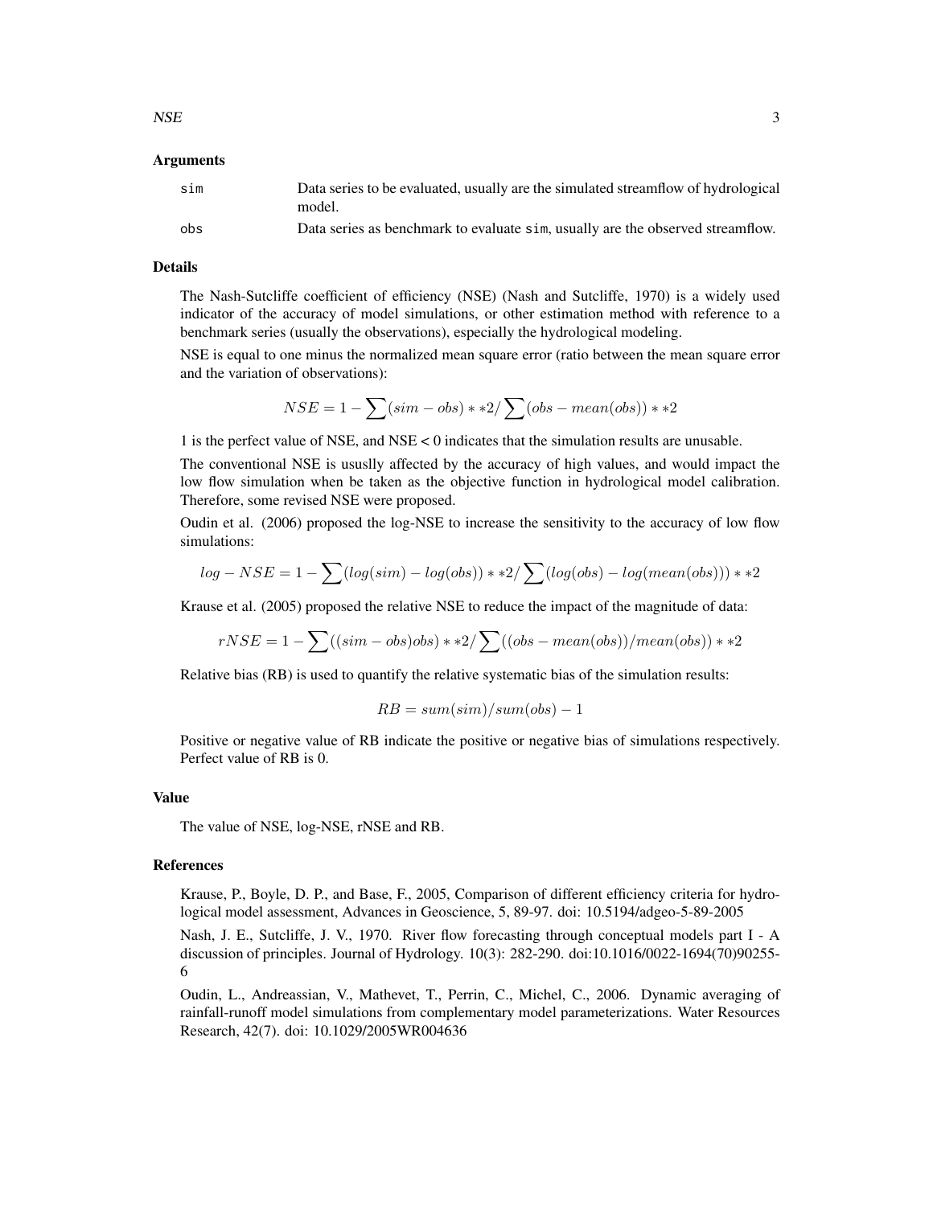## Arguments

| | |
|---|---|
| sim | Data series to be evaluated, usually are the simulated streamflow of hydrological model. |
| obs | Data series as benchmark to evaluate sim, usually are the observed streamflow. |

## Details

The Nash-Sutcliffe coefficient of efficiency (NSE) (Nash and Sutcliffe, 1970) is a widely used indicator of the accuracy of model simulations, or other estimation method with reference to a benchmark series (usually the observations), especially the hydrological modeling.

NSE is equal to one minus the normalized mean square error (ratio between the mean square error and the variation of observations):

$$NSE = 1 - \sum(sim - obs) **2 / \sum(obs - mean(obs)) **2$$

1 is the perfect value of NSE, and NSE < 0 indicates that the simulation results are unusable.

The conventional NSE is ususlly affected by the accuracy of high values, and would impact the low flow simulation when be taken as the objective function in hydrological model calibration. Therefore, some revised NSE were proposed.

Oudin et al. (2006) proposed the log-NSE to increase the sensitivity to the accuracy of low flow simulations:

$$log - NSE = 1 - \sum(log(sim) - log(obs)) **2 / \sum(log(obs) - log(mean(obs))) **2$$

Krause et al. (2005) proposed the relative NSE to reduce the impact of the magnitude of data:

$$rNSE = 1 - \sum((sim - obs)obs) **2 / \sum((obs - mean(obs))/mean(obs)) **2$$

Relative bias (RB) is used to quantify the relative systematic bias of the simulation results:

$$RB = sum(sim)/sum(obs) - 1$$

Positive or negative value of RB indicate the positive or negative bias of simulations respectively. Perfect value of RB is 0.

## Value

The value of NSE, log-NSE, rNSE and RB.

## References

Krause, P., Boyle, D. P., and Base, F., 2005, Comparison of different efficiency criteria for hydrological model assessment, Advances in Geoscience, 5, 89-97. doi: 10.5194/adgeo-5-89-2005

Nash, J. E., Sutcliffe, J. V., 1970. River flow forecasting through conceptual models part I - A discussion of principles. Journal of Hydrology. 10(3): 282-290. doi:10.1016/0022-1694(70)90255-6

Oudin, L., Andreassian, V., Mathevet, T., Perrin, C., Michel, C., 2006. Dynamic averaging of rainfall-runoff model simulations from complementary model parameterizations. Water Resources Research, 42(7). doi: 10.1029/2005WR004636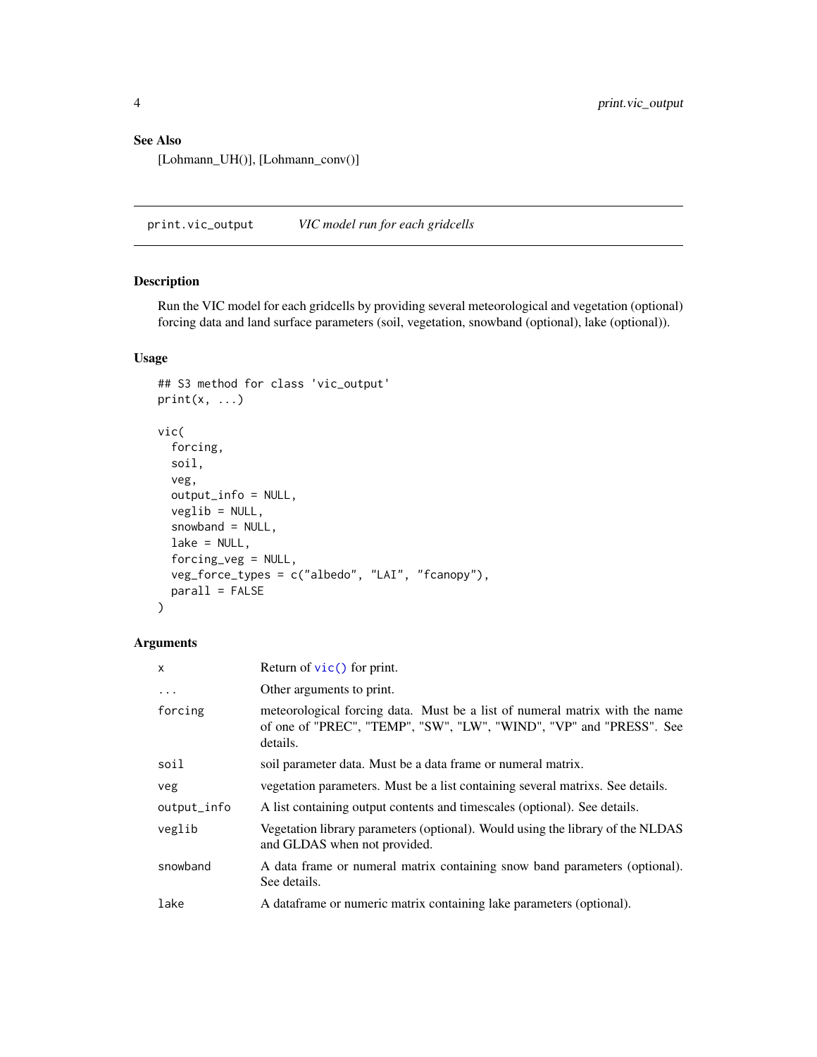## See Also

[Lohmann_UH()], [Lohmann_conv()]

---

## print.vic_output *VIC model run for each gridcells*

### Description

Run the VIC model for each gridcells by providing several meteorological and vegetation (optional) forcing data and land surface parameters (soil, vegetation, snowband (optional), lake (optional)).

### Usage

```
## S3 method for class 'vic_output'
print(x, ...)

vic(
  forcing,
  soil,
  veg,
  output_info = NULL,
  veglib = NULL,
  snowband = NULL,
  lake = NULL,
  forcing_veg = NULL,
  veg_force_types = c("albedo", "LAI", "fcanopy"),
  parall = FALSE
)
```

### Arguments

| | |
|---|---|
| `x` | Return of `vic()` for print. |
| `...` | Other arguments to print. |
| `forcing` | meteorological forcing data. Must be a list of numeral matrix with the name of one of "PREC", "TEMP", "SW", "LW", "WIND", "VP" and "PRESS". See details. |
| `soil` | soil parameter data. Must be a data frame or numeral matrix. |
| `veg` | vegetation parameters. Must be a list containing several matrixs. See details. |
| `output_info` | A list containing output contents and timescales (optional). See details. |
| `veglib` | Vegetation library parameters (optional). Would using the library of the NLDAS and GLDAS when not provided. |
| `snowband` | A data frame or numeral matrix containing snow band parameters (optional). See details. |
| `lake` | A dataframe or numeric matrix containing lake parameters (optional). |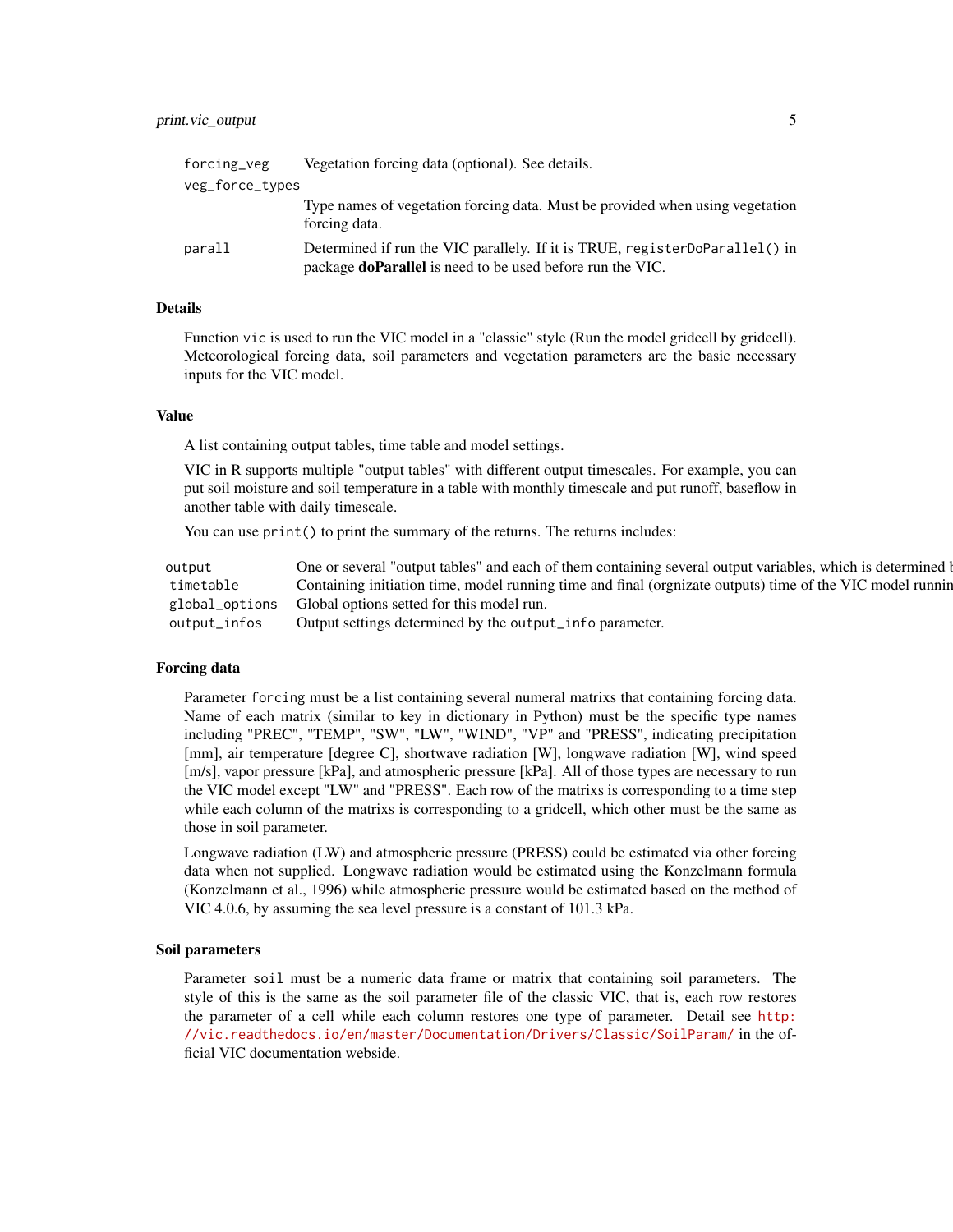| | |
|---|---|
| forcing_veg | Vegetation forcing data (optional). See details. |
| veg_force_types | Type names of vegetation forcing data. Must be provided when using vegetation forcing data. |
| parall | Determined if run the VIC parallely. If it is TRUE, `registerDoParallel()` in package **doParallel** is need to be used before run the VIC. |

### Details

Function `vic` is used to run the VIC model in a "classic" style (Run the model gridcell by gridcell). Meteorological forcing data, soil parameters and vegetation parameters are the basic necessary inputs for the VIC model.

### Value

A list containing output tables, time table and model settings.

VIC in R supports multiple "output tables" with different output timescales. For example, you can put soil moisture and soil temperature in a table with monthly timescale and put runoff, baseflow in another table with daily timescale.

You can use `print()` to print the summary of the returns. The returns includes:

| | |
|---|---|
| output | One or several "output tables" and each of them containing several output variables, which is determined b |
| timetable | Containing initiation time, model running time and final (orgnizate outputs) time of the VIC model runnin |
| global_options | Global options setted for this model run. |
| output_infos | Output settings determined by the `output_info` parameter. |

### Forcing data

Parameter `forcing` must be a list containing several numeral matrixs that containing forcing data. Name of each matrix (similar to key in dictionary in Python) must be the specific type names including "PREC", "TEMP", "SW", "LW", "WIND", "VP" and "PRESS", indicating precipitation [mm], air temperature [degree C], shortwave radiation [W], longwave radiation [W], wind speed [m/s], vapor pressure [kPa], and atmospheric pressure [kPa]. All of those types are necessary to run the VIC model except "LW" and "PRESS". Each row of the matrixs is corresponding to a time step while each column of the matrixs is corresponding to a gridcell, which other must be the same as those in soil parameter.

Longwave radiation (LW) and atmospheric pressure (PRESS) could be estimated via other forcing data when not supplied. Longwave radiation would be estimated using the Konzelmann formula (Konzelmann et al., 1996) while atmospheric pressure would be estimated based on the method of VIC 4.0.6, by assuming the sea level pressure is a constant of 101.3 kPa.

### Soil parameters

Parameter `soil` must be a numeric data frame or matrix that containing soil parameters. The style of this is the same as the soil parameter file of the classic VIC, that is, each row restores the parameter of a cell while each column restores one type of parameter. Detail see http://vic.readthedocs.io/en/master/Documentation/Drivers/Classic/SoilParam/ in the official VIC documentation webside.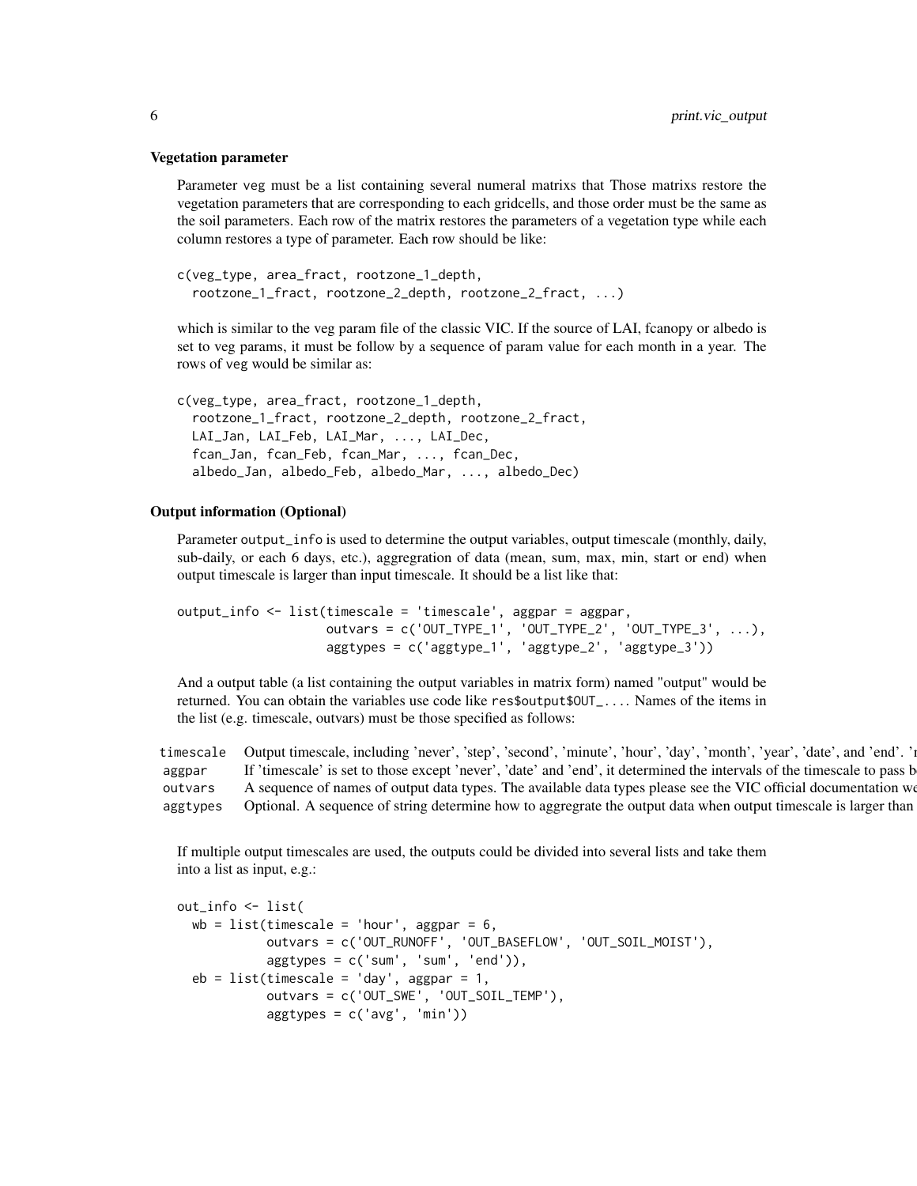### Vegetation parameter

Parameter veg must be a list containing several numeral matrixs that Those matrixs restore the vegetation parameters that are corresponding to each gridcells, and those order must be the same as the soil parameters. Each row of the matrix restores the parameters of a vegetation type while each column restores a type of parameter. Each row should be like:

```
c(veg_type, area_fract, rootzone_1_depth,
  rootzone_1_fract, rootzone_2_depth, rootzone_2_fract, ...)
```

which is similar to the veg param file of the classic VIC. If the source of LAI, fcanopy or albedo is set to veg params, it must be follow by a sequence of param value for each month in a year. The rows of veg would be similar as:

```
c(veg_type, area_fract, rootzone_1_depth,
  rootzone_1_fract, rootzone_2_depth, rootzone_2_fract,
  LAI_Jan, LAI_Feb, LAI_Mar, ..., LAI_Dec,
  fcan_Jan, fcan_Feb, fcan_Mar, ..., fcan_Dec,
  albedo_Jan, albedo_Feb, albedo_Mar, ..., albedo_Dec)
```

### Output information (Optional)

Parameter output_info is used to determine the output variables, output timescale (monthly, daily, sub-daily, or each 6 days, etc.), aggregration of data (mean, sum, max, min, start or end) when output timescale is larger than input timescale. It should be a list like that:

```
output_info <- list(timescale = 'timescale', aggpar = aggpar,
                    outvars = c('OUT_TYPE_1', 'OUT_TYPE_2', 'OUT_TYPE_3', ...),
                    aggtypes = c('aggtype_1', 'aggtype_2', 'aggtype_3'))
```

And a output table (a list containing the output variables in matrix form) named "output" would be returned. You can obtain the variables use code like res$output$OUT_.... Names of the items in the list (e.g. timescale, outvars) must be those specified as follows:

| | |
|---|---|
| timescale | Output timescale, including 'never', 'step', 'second', 'minute', 'hour', 'day', 'month', 'year', 'date', and 'end'. 'r |
| aggpar | If 'timescale' is set to those except 'never', 'date' and 'end', it determined the intervals of the timescale to pass b |
| outvars | A sequence of names of output data types. The available data types please see the VIC official documentation we |
| aggtypes | Optional. A sequence of string determine how to aggregrate the output data when output timescale is larger than |

If multiple output timescales are used, the outputs could be divided into several lists and take them into a list as input, e.g.:

```
out_info <- list(
  wb = list(timescale = 'hour', aggpar = 6,
            outvars = c('OUT_RUNOFF', 'OUT_BASEFLOW', 'OUT_SOIL_MOIST'),
            aggtypes = c('sum', 'sum', 'end')),
  eb = list(timescale = 'day', aggpar = 1,
            outvars = c('OUT_SWE', 'OUT_SOIL_TEMP'),
            aggtypes = c('avg', 'min'))
```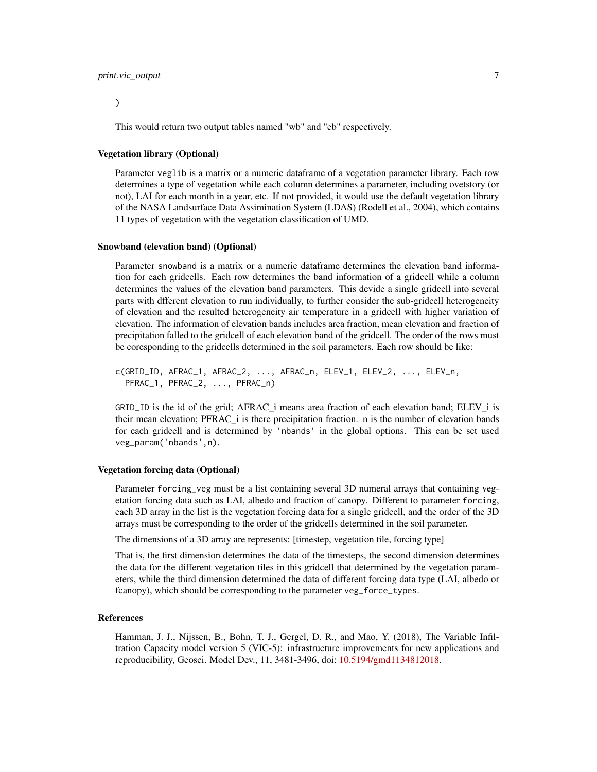)

This would return two output tables named "wb" and "eb" respectively.

### Vegetation library (Optional)

Parameter `veglib` is a matrix or a numeric dataframe of a vegetation parameter library. Each row determines a type of vegetation while each column determines a parameter, including ovetstory (or not), LAI for each month in a year, etc. If not provided, it would use the default vegetation library of the NASA Landsurface Data Assimilation System (LDAS) (Rodell et al., 2004), which contains 11 types of vegetation with the vegetation classification of UMD.

### Snowband (elevation band) (Optional)

Parameter `snowband` is a matrix or a numeric dataframe determines the elevation band information for each gridcells. Each row determines the band information of a gridcell while a column determines the values of the elevation band parameters. This devide a single gridcell into several parts with dfferent elevation to run individually, to further consider the sub-gridcell heterogeneity of elevation and the resulted heterogeneity air temperature in a gridcell with higher variation of elevation. The information of elevation bands includes area fraction, mean elevation and fraction of precipitation falled to the gridcell of each elevation band of the gridcell. The order of the rows must be coresponding to the gridcells determined in the soil parameters. Each row should be like:

```
c(GRID_ID, AFRAC_1, AFRAC_2, ..., AFRAC_n, ELEV_1, ELEV_2, ..., ELEV_n,
  PFRAC_1, PFRAC_2, ..., PFRAC_n)
```

`GRID_ID` is the id of the grid; AFRAC_i means area fraction of each elevation band; ELEV_i is their mean elevation; PFRAC_i is there precipitation fraction. n is the number of elevation bands for each gridcell and is determined by `'nbands'` in the global options. This can be set used `veg_param('nbands',n)`.

### Vegetation forcing data (Optional)

Parameter `forcing_veg` must be a list containing several 3D numeral arrays that containing vegetation forcing data such as LAI, albedo and fraction of canopy. Different to parameter `forcing`, each 3D array in the list is the vegetation forcing data for a single gridcell, and the order of the 3D arrays must be corresponding to the order of the gridcells determined in the soil parameter.

The dimensions of a 3D array are represents: [timestep, vegetation tile, forcing type]

That is, the first dimension determines the data of the timesteps, the second dimension determines the data for the different vegetation tiles in this gridcell that determined by the vegetation parameters, while the third dimension determined the data of different forcing data type (LAI, albedo or fcanopy), which should be corresponding to the parameter `veg_force_types`.

### References

Hamman, J. J., Nijssen, B., Bohn, T. J., Gergel, D. R., and Mao, Y. (2018), The Variable Infiltration Capacity model version 5 (VIC-5): infrastructure improvements for new applications and reproducibility, Geosci. Model Dev., 11, 3481-3496, doi: 10.5194/gmd1134812018.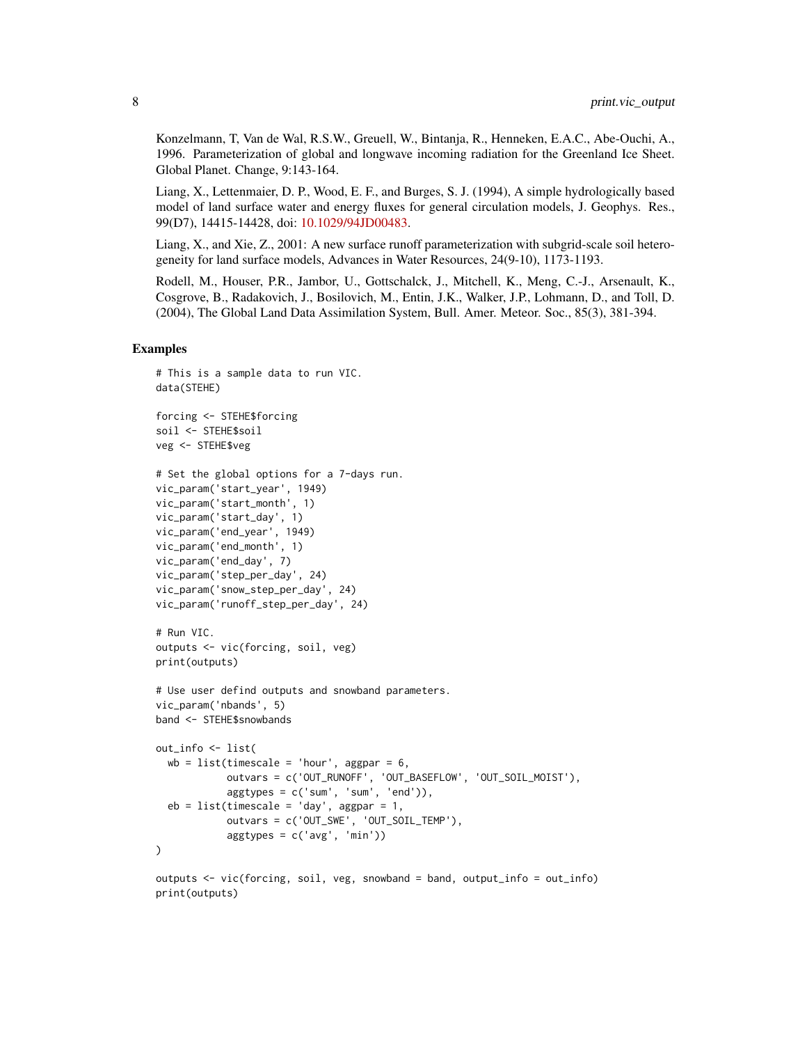Konzelmann, T, Van de Wal, R.S.W., Greuell, W., Bintanja, R., Henneken, E.A.C., Abe-Ouchi, A., 1996. Parameterization of global and longwave incoming radiation for the Greenland Ice Sheet. Global Planet. Change, 9:143-164.

Liang, X., Lettenmaier, D. P., Wood, E. F., and Burges, S. J. (1994), A simple hydrologically based model of land surface water and energy fluxes for general circulation models, J. Geophys. Res., 99(D7), 14415-14428, doi: 10.1029/94JD00483.

Liang, X., and Xie, Z., 2001: A new surface runoff parameterization with subgrid-scale soil heterogeneity for land surface models, Advances in Water Resources, 24(9-10), 1173-1193.

Rodell, M., Houser, P.R., Jambor, U., Gottschalck, J., Mitchell, K., Meng, C.-J., Arsenault, K., Cosgrove, B., Radakovich, J., Bosilovich, M., Entin, J.K., Walker, J.P., Lohmann, D., and Toll, D. (2004), The Global Land Data Assimilation System, Bull. Amer. Meteor. Soc., 85(3), 381-394.

## Examples

```
# This is a sample data to run VIC.
data(STEHE)

forcing <- STEHE$forcing
soil <- STEHE$soil
veg <- STEHE$veg

# Set the global options for a 7-days run.
vic_param('start_year', 1949)
vic_param('start_month', 1)
vic_param('start_day', 1)
vic_param('end_year', 1949)
vic_param('end_month', 1)
vic_param('end_day', 7)
vic_param('step_per_day', 24)
vic_param('snow_step_per_day', 24)
vic_param('runoff_step_per_day', 24)

# Run VIC.
outputs <- vic(forcing, soil, veg)
print(outputs)

# Use user defind outputs and snowband parameters.
vic_param('nbands', 5)
band <- STEHE$snowbands

out_info <- list(
  wb = list(timescale = 'hour', aggpar = 6,
            outvars = c('OUT_RUNOFF', 'OUT_BASEFLOW', 'OUT_SOIL_MOIST'),
            aggtypes = c('sum', 'sum', 'end')),
  eb = list(timescale = 'day', aggpar = 1,
            outvars = c('OUT_SWE', 'OUT_SOIL_TEMP'),
            aggtypes = c('avg', 'min'))
)

outputs <- vic(forcing, soil, veg, snowband = band, output_info = out_info)
print(outputs)
```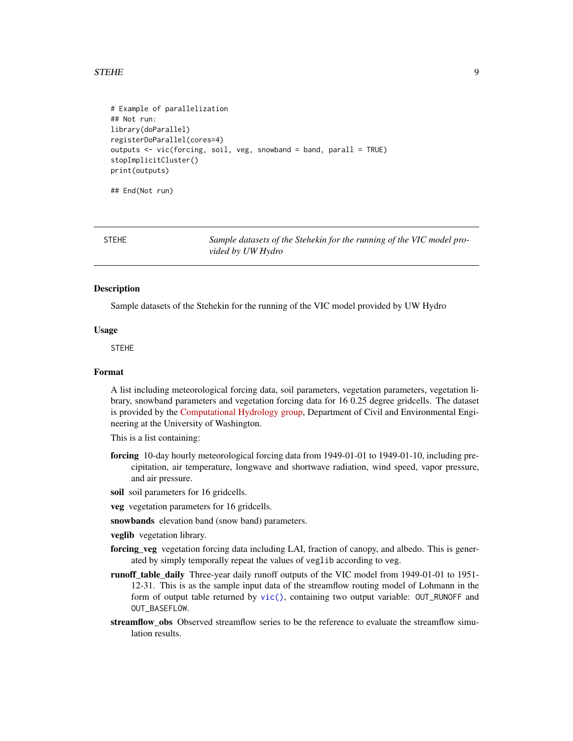```
# Example of parallelization
## Not run:
library(doParallel)
registerDoParallel(cores=4)
outputs <- vic(forcing, soil, veg, snowband = band, parall = TRUE)
stopImplicitCluster()
print(outputs)

## End(Not run)
```

## STEHE — *Sample datasets of the Stehekin for the running of the VIC model provided by UW Hydro*

### Description

Sample datasets of the Stehekin for the running of the VIC model provided by UW Hydro

### Usage

```
STEHE
```

### Format

A list including meteorological forcing data, soil parameters, vegetation parameters, vegetation library, snowband parameters and vegetation forcing data for 16 0.25 degree gridcells. The dataset is provided by the Computational Hydrology group, Department of Civil and Environmental Engineering at the University of Washington.

This is a list containing:

- **forcing** 10-day hourly meteorological forcing data from 1949-01-01 to 1949-01-10, including precipitation, air temperature, longwave and shortwave radiation, wind speed, vapor pressure, and air pressure.
- **soil** soil parameters for 16 gridcells.
- **veg** vegetation parameters for 16 gridcells.
- **snowbands** elevation band (snow band) parameters.
- **veglib** vegetation library.
- **forcing_veg** vegetation forcing data including LAI, fraction of canopy, and albedo. This is generated by simply temporally repeat the values of `veglib` according to `veg`.
- **runoff_table_daily** Three-year daily runoff outputs of the VIC model from 1949-01-01 to 1951-12-31. This is as the sample input data of the streamflow routing model of Lohmann in the form of output table returned by `vic()`, containing two output variable: `OUT_RUNOFF` and `OUT_BASEFLOW`.
- **streamflow_obs** Observed streamflow series to be the reference to evaluate the streamflow simulation results.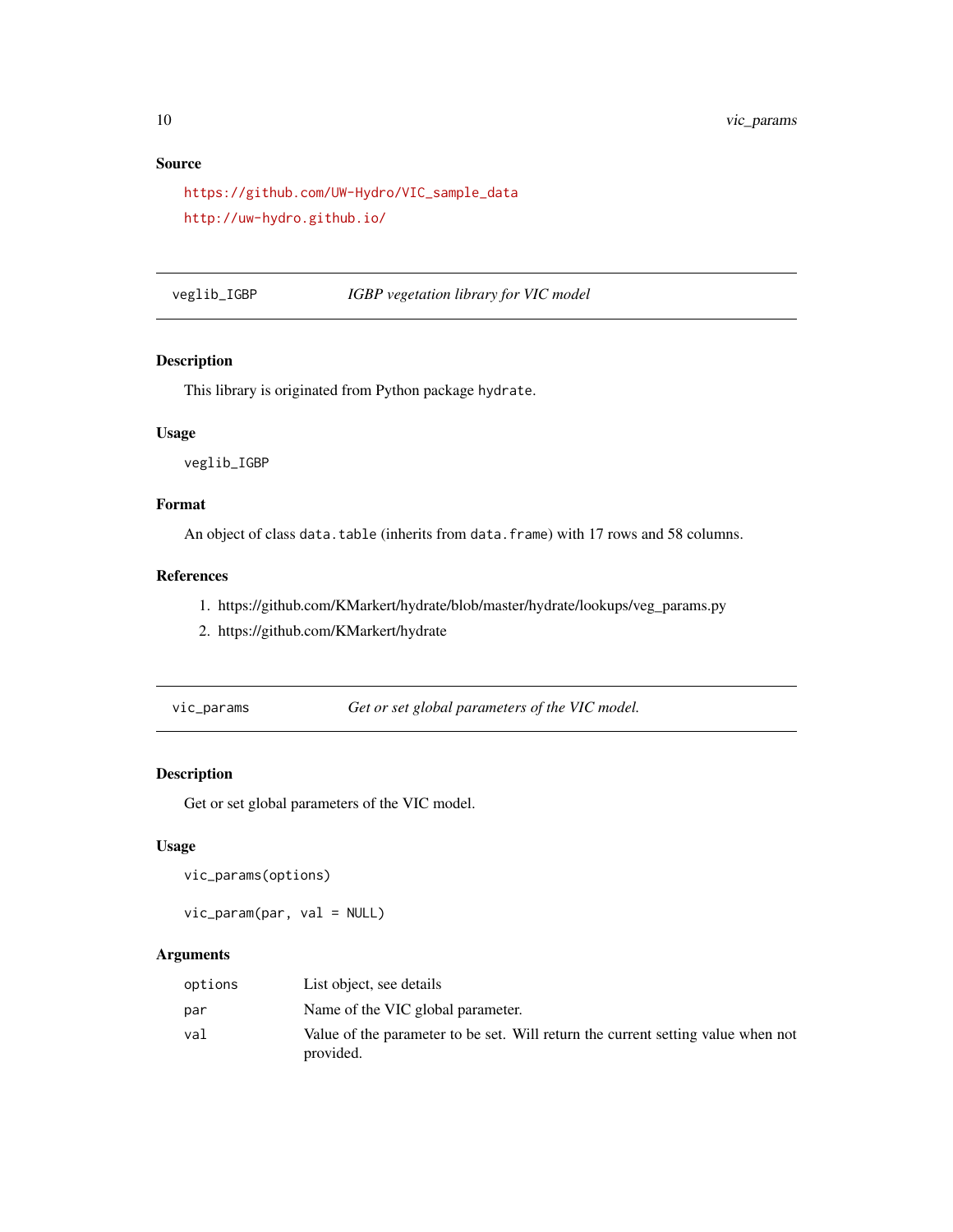### Source

https://github.com/UW-Hydro/VIC_sample_data

http://uw-hydro.github.io/

---

## veglib_IGBP — *IGBP vegetation library for VIC model*

### Description

This library is originated from Python package `hydrate`.

### Usage

```
veglib_IGBP
```

### Format

An object of class `data.table` (inherits from `data.frame`) with 17 rows and 58 columns.

### References

1. https://github.com/KMarkert/hydrate/blob/master/hydrate/lookups/veg_params.py
2. https://github.com/KMarkert/hydrate

---

## vic_params — *Get or set global parameters of the VIC model.*

### Description

Get or set global parameters of the VIC model.

### Usage

```
vic_params(options)

vic_param(par, val = NULL)
```

### Arguments

| | |
|---|---|
| `options` | List object, see details |
| `par` | Name of the VIC global parameter. |
| `val` | Value of the parameter to be set. Will return the current setting value when not provided. |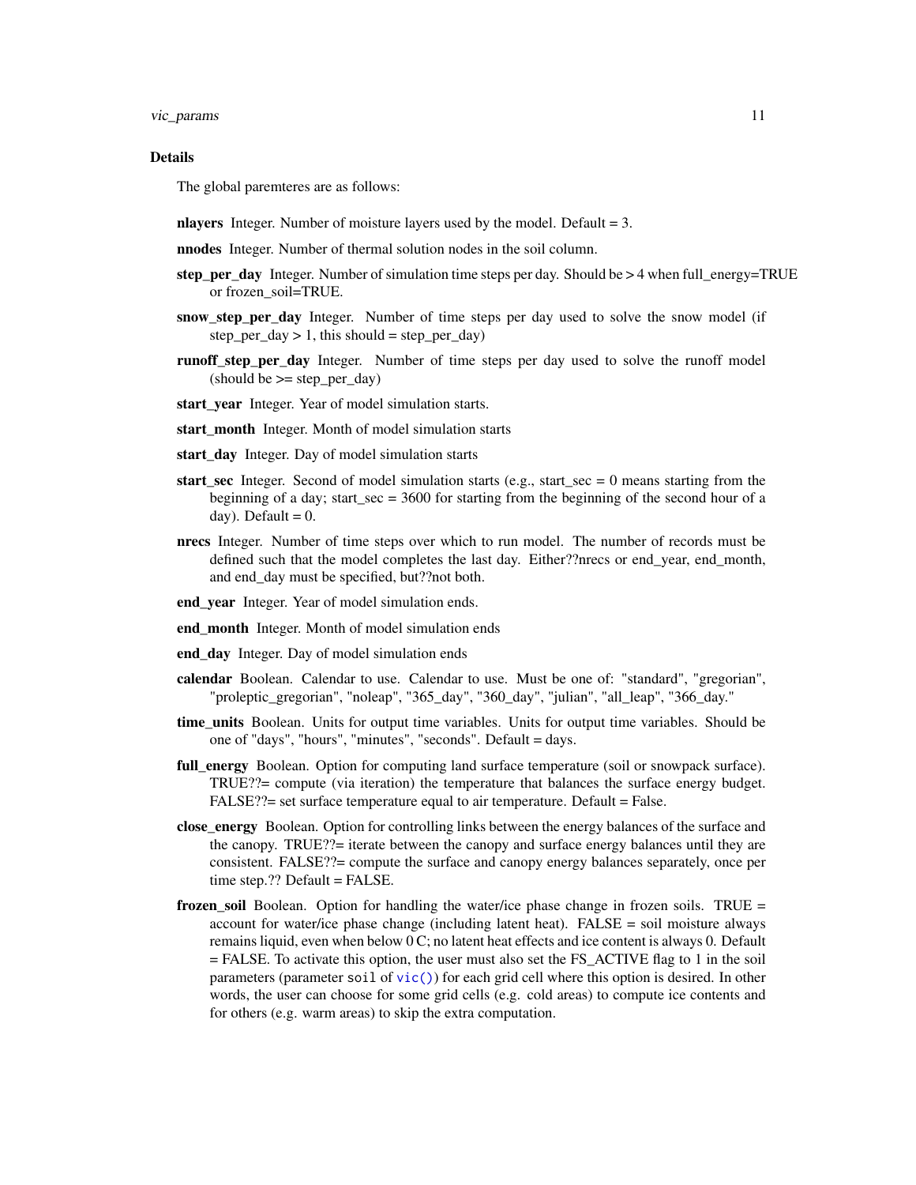### Details

The global paremteres are as follows:

**nlayers** Integer. Number of moisture layers used by the model. Default = 3.

**nnodes** Integer. Number of thermal solution nodes in the soil column.

**step_per_day** Integer. Number of simulation time steps per day. Should be > 4 when full_energy=TRUE or frozen_soil=TRUE.

**snow_step_per_day** Integer. Number of time steps per day used to solve the snow model (if step_per_day > 1, this should = step_per_day)

**runoff_step_per_day** Integer. Number of time steps per day used to solve the runoff model (should be >= step_per_day)

**start_year** Integer. Year of model simulation starts.

**start_month** Integer. Month of model simulation starts

**start_day** Integer. Day of model simulation starts

**start_sec** Integer. Second of model simulation starts (e.g., start_sec = 0 means starting from the beginning of a day; start_sec = 3600 for starting from the beginning of the second hour of a day). Default = 0.

**nrecs** Integer. Number of time steps over which to run model. The number of records must be defined such that the model completes the last day. Either??nrecs or end_year, end_month, and end_day must be specified, but??not both.

**end_year** Integer. Year of model simulation ends.

**end_month** Integer. Month of model simulation ends

**end_day** Integer. Day of model simulation ends

**calendar** Boolean. Calendar to use. Calendar to use. Must be one of: "standard", "gregorian", "proleptic_gregorian", "noleap", "365_day", "360_day", "julian", "all_leap", "366_day."

**time_units** Boolean. Units for output time variables. Units for output time variables. Should be one of "days", "hours", "minutes", "seconds". Default = days.

**full_energy** Boolean. Option for computing land surface temperature (soil or snowpack surface). TRUE??= compute (via iteration) the temperature that balances the surface energy budget. FALSE??= set surface temperature equal to air temperature. Default = False.

**close_energy** Boolean. Option for controlling links between the energy balances of the surface and the canopy. TRUE??= iterate between the canopy and surface energy balances until they are consistent. FALSE??= compute the surface and canopy energy balances separately, once per time step.?? Default = FALSE.

**frozen_soil** Boolean. Option for handling the water/ice phase change in frozen soils. TRUE = account for water/ice phase change (including latent heat). FALSE = soil moisture always remains liquid, even when below 0 C; no latent heat effects and ice content is always 0. Default = FALSE. To activate this option, the user must also set the FS_ACTIVE flag to 1 in the soil parameters (parameter `soil` of `vic()`) for each grid cell where this option is desired. In other words, the user can choose for some grid cells (e.g. cold areas) to compute ice contents and for others (e.g. warm areas) to skip the extra computation.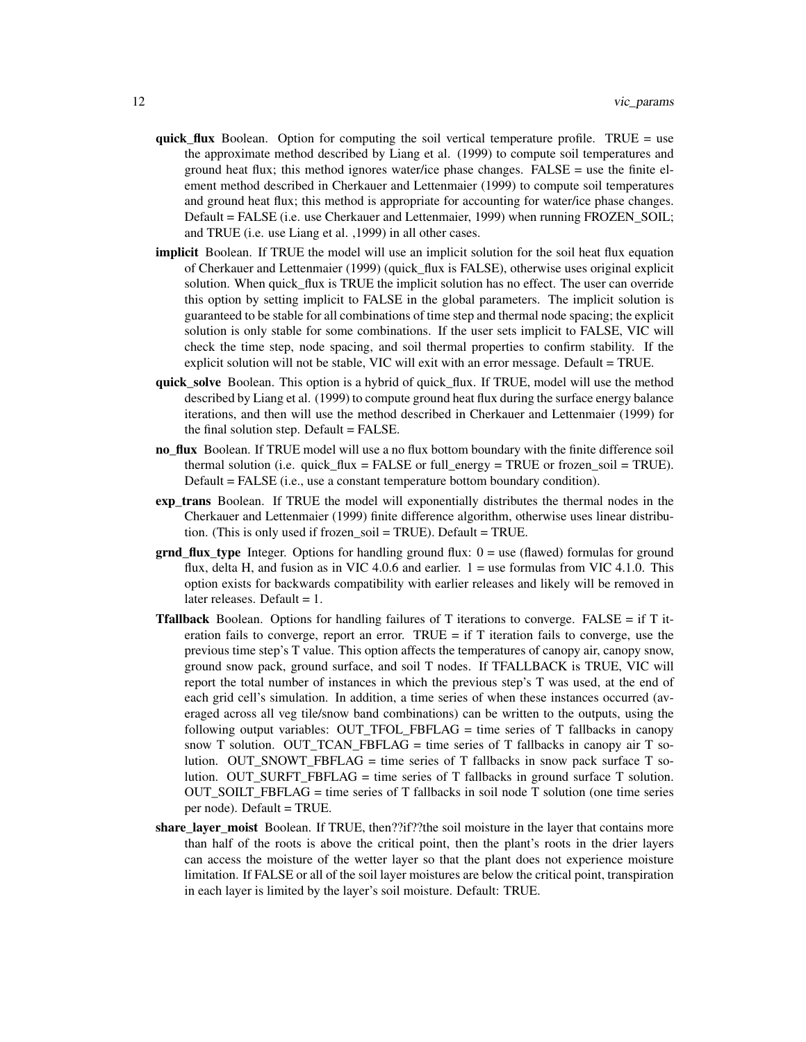- **quick_flux** Boolean. Option for computing the soil vertical temperature profile. TRUE = use the approximate method described by Liang et al. (1999) to compute soil temperatures and ground heat flux; this method ignores water/ice phase changes. FALSE = use the finite element method described in Cherkauer and Lettenmaier (1999) to compute soil temperatures and ground heat flux; this method is appropriate for accounting for water/ice phase changes. Default = FALSE (i.e. use Cherkauer and Lettenmaier, 1999) when running FROZEN_SOIL; and TRUE (i.e. use Liang et al. ,1999) in all other cases.
- **implicit** Boolean. If TRUE the model will use an implicit solution for the soil heat flux equation of Cherkauer and Lettenmaier (1999) (quick_flux is FALSE), otherwise uses original explicit solution. When quick_flux is TRUE the implicit solution has no effect. The user can override this option by setting implicit to FALSE in the global parameters. The implicit solution is guaranteed to be stable for all combinations of time step and thermal node spacing; the explicit solution is only stable for some combinations. If the user sets implicit to FALSE, VIC will check the time step, node spacing, and soil thermal properties to confirm stability. If the explicit solution will not be stable, VIC will exit with an error message. Default = TRUE.
- **quick_solve** Boolean. This option is a hybrid of quick_flux. If TRUE, model will use the method described by Liang et al. (1999) to compute ground heat flux during the surface energy balance iterations, and then will use the method described in Cherkauer and Lettenmaier (1999) for the final solution step. Default = FALSE.
- **no_flux** Boolean. If TRUE model will use a no flux bottom boundary with the finite difference soil thermal solution (i.e. quick_flux = FALSE or full_energy = TRUE or frozen_soil = TRUE). Default = FALSE (i.e., use a constant temperature bottom boundary condition).
- **exp_trans** Boolean. If TRUE the model will exponentially distributes the thermal nodes in the Cherkauer and Lettenmaier (1999) finite difference algorithm, otherwise uses linear distribution. (This is only used if frozen_soil = TRUE). Default = TRUE.
- **grnd_flux_type** Integer. Options for handling ground flux: 0 = use (flawed) formulas for ground flux, delta H, and fusion as in VIC 4.0.6 and earlier. 1 = use formulas from VIC 4.1.0. This option exists for backwards compatibility with earlier releases and likely will be removed in later releases. Default = 1.
- **Tfallback** Boolean. Options for handling failures of T iterations to converge. FALSE = if T iteration fails to converge, report an error. TRUE = if T iteration fails to converge, use the previous time step's T value. This option affects the temperatures of canopy air, canopy snow, ground snow pack, ground surface, and soil T nodes. If TFALLBACK is TRUE, VIC will report the total number of instances in which the previous step's T was used, at the end of each grid cell's simulation. In addition, a time series of when these instances occurred (averaged across all veg tile/snow band combinations) can be written to the outputs, using the following output variables: OUT_TFOL_FBFLAG = time series of T fallbacks in canopy snow T solution. OUT_TCAN_FBFLAG = time series of T fallbacks in canopy air T solution. OUT_SNOWT_FBFLAG = time series of T fallbacks in snow pack surface T solution. OUT_SURFT_FBFLAG = time series of T fallbacks in ground surface T solution. OUT_SOILT_FBFLAG = time series of T fallbacks in soil node T solution (one time series per node). Default = TRUE.
- **share_layer_moist** Boolean. If TRUE, then??if??the soil moisture in the layer that contains more than half of the roots is above the critical point, then the plant's roots in the drier layers can access the moisture of the wetter layer so that the plant does not experience moisture limitation. If FALSE or all of the soil layer moistures are below the critical point, transpiration in each layer is limited by the layer's soil moisture. Default: TRUE.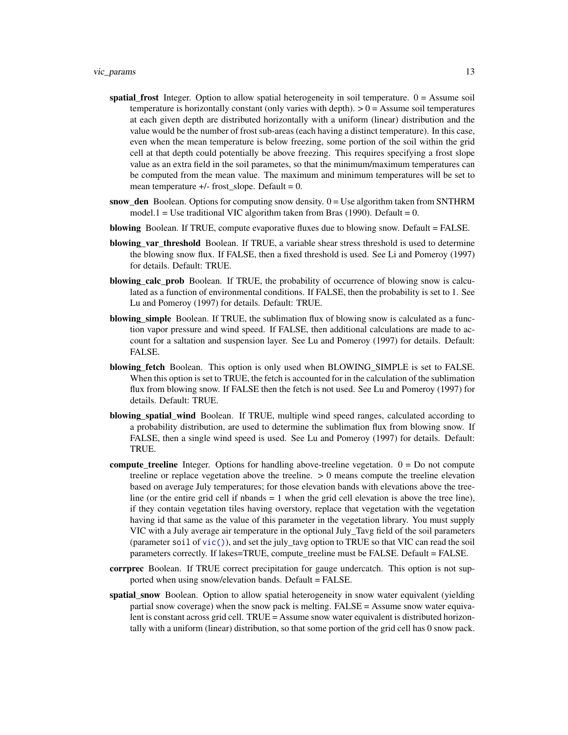- **spatial_frost** Integer. Option to allow spatial heterogeneity in soil temperature. 0 = Assume soil temperature is horizontally constant (only varies with depth). > 0 = Assume soil temperatures at each given depth are distributed horizontally with a uniform (linear) distribution and the value would be the number of frost sub-areas (each having a distinct temperature). In this case, even when the mean temperature is below freezing, some portion of the soil within the grid cell at that depth could potentially be above freezing. This requires specifying a frost slope value as an extra field in the soil parametes, so that the minimum/maximum temperatures can be computed from the mean value. The maximum and minimum temperatures will be set to mean temperature +/- frost_slope. Default = 0.
- **snow_den** Boolean. Options for computing snow density. 0 = Use algorithm taken from SNTHRM model.1 = Use traditional VIC algorithm taken from Bras (1990). Default = 0.
- **blowing** Boolean. If TRUE, compute evaporative fluxes due to blowing snow. Default = FALSE.
- **blowing_var_threshold** Boolean. If TRUE, a variable shear stress threshold is used to determine the blowing snow flux. If FALSE, then a fixed threshold is used. See Li and Pomeroy (1997) for details. Default: TRUE.
- **blowing_calc_prob** Boolean. If TRUE, the probability of occurrence of blowing snow is calculated as a function of environmental conditions. If FALSE, then the probability is set to 1. See Lu and Pomeroy (1997) for details. Default: TRUE.
- **blowing_simple** Boolean. If TRUE, the sublimation flux of blowing snow is calculated as a function vapor pressure and wind speed. If FALSE, then additional calculations are made to account for a saltation and suspension layer. See Lu and Pomeroy (1997) for details. Default: FALSE.
- **blowing_fetch** Boolean. This option is only used when BLOWING_SIMPLE is set to FALSE. When this option is set to TRUE, the fetch is accounted for in the calculation of the sublimation flux from blowing snow. If FALSE then the fetch is not used. See Lu and Pomeroy (1997) for details. Default: TRUE.
- **blowing_spatial_wind** Boolean. If TRUE, multiple wind speed ranges, calculated according to a probability distribution, are used to determine the sublimation flux from blowing snow. If FALSE, then a single wind speed is used. See Lu and Pomeroy (1997) for details. Default: TRUE.
- **compute_treeline** Integer. Options for handling above-treeline vegetation. 0 = Do not compute treeline or replace vegetation above the treeline. > 0 means compute the treeline elevation based on average July temperatures; for those elevation bands with elevations above the treeline (or the entire grid cell if nbands = 1 when the grid cell elevation is above the tree line), if they contain vegetation tiles having overstory, replace that vegetation with the vegetation having id that same as the value of this parameter in the vegetation library. You must supply VIC with a July average air temperature in the optional July_Tavg field of the soil parameters (parameter `soil` of `vic()`), and set the july_tavg option to TRUE so that VIC can read the soil parameters correctly. If lakes=TRUE, compute_treeline must be FALSE. Default = FALSE.
- **corrprec** Boolean. If TRUE correct precipitation for gauge undercatch. This option is not supported when using snow/elevation bands. Default = FALSE.
- **spatial_snow** Boolean. Option to allow spatial heterogeneity in snow water equivalent (yielding partial snow coverage) when the snow pack is melting. FALSE = Assume snow water equivalent is constant across grid cell. TRUE = Assume snow water equivalent is distributed horizontally with a uniform (linear) distribution, so that some portion of the grid cell has 0 snow pack.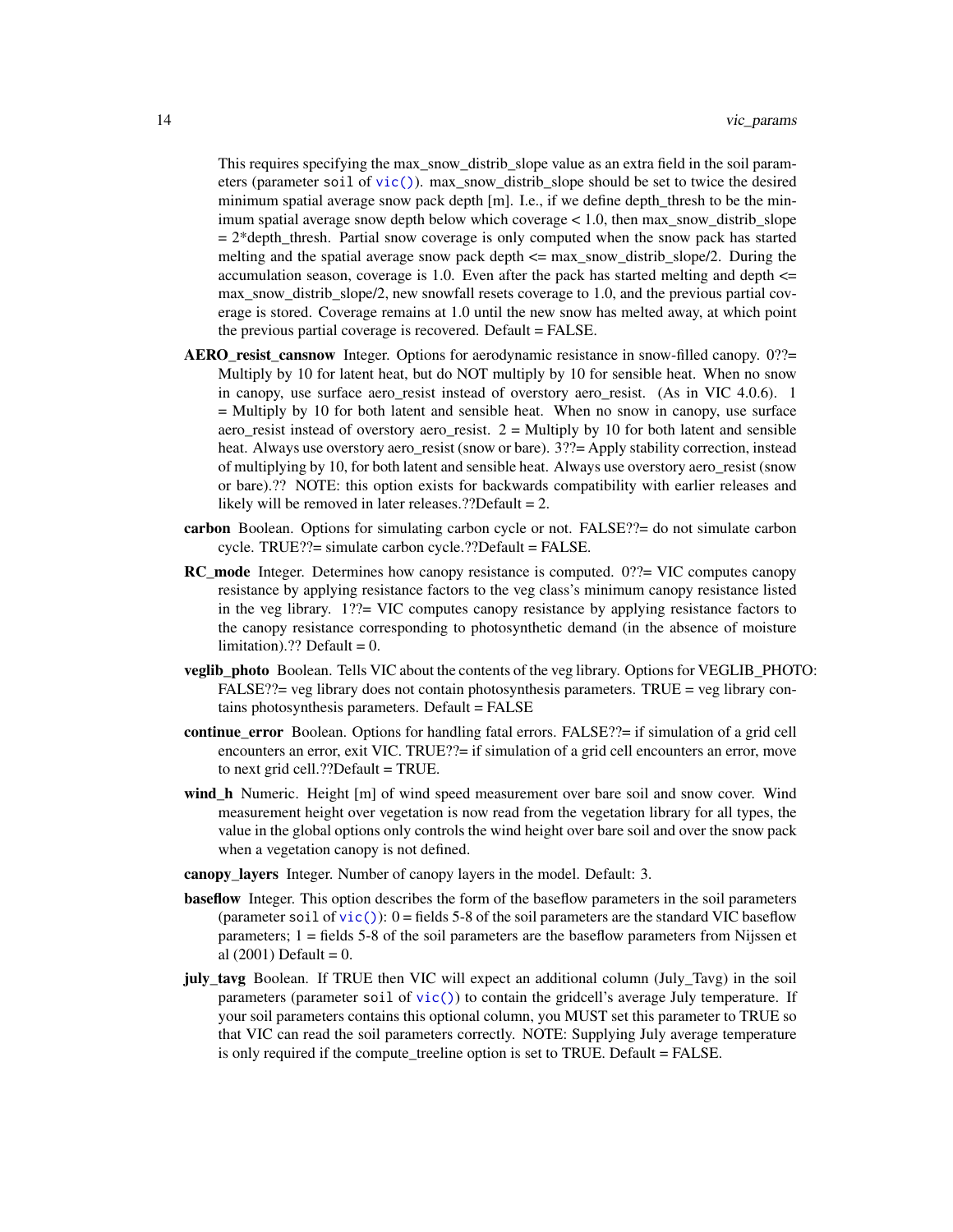This requires specifying the max_snow_distrib_slope value as an extra field in the soil parameters (parameter `soil` of `vic()`). max_snow_distrib_slope should be set to twice the desired minimum spatial average snow pack depth [m]. I.e., if we define depth_thresh to be the minimum spatial average snow depth below which coverage < 1.0, then max_snow_distrib_slope = 2*depth_thresh. Partial snow coverage is only computed when the snow pack has started melting and the spatial average snow pack depth <= max_snow_distrib_slope/2. During the accumulation season, coverage is 1.0. Even after the pack has started melting and depth <= max_snow_distrib_slope/2, new snowfall resets coverage to 1.0, and the previous partial coverage is stored. Coverage remains at 1.0 until the new snow has melted away, at which point the previous partial coverage is recovered. Default = FALSE.

**AERO_resist_cansnow** Integer. Options for aerodynamic resistance in snow-filled canopy. 0??= Multiply by 10 for latent heat, but do NOT multiply by 10 for sensible heat. When no snow in canopy, use surface aero_resist instead of overstory aero_resist. (As in VIC 4.0.6). 1 = Multiply by 10 for both latent and sensible heat. When no snow in canopy, use surface aero_resist instead of overstory aero_resist. 2 = Multiply by 10 for both latent and sensible heat. Always use overstory aero_resist (snow or bare). 3??= Apply stability correction, instead of multiplying by 10, for both latent and sensible heat. Always use overstory aero_resist (snow or bare).?? NOTE: this option exists for backwards compatibility with earlier releases and likely will be removed in later releases.??Default = 2.

**carbon** Boolean. Options for simulating carbon cycle or not. FALSE??= do not simulate carbon cycle. TRUE??= simulate carbon cycle.??Default = FALSE.

**RC_mode** Integer. Determines how canopy resistance is computed. 0??= VIC computes canopy resistance by applying resistance factors to the veg class's minimum canopy resistance listed in the veg library. 1??= VIC computes canopy resistance by applying resistance factors to the canopy resistance corresponding to photosynthetic demand (in the absence of moisture limitation).?? Default = 0.

**veglib_photo** Boolean. Tells VIC about the contents of the veg library. Options for VEGLIB_PHOTO: FALSE??= veg library does not contain photosynthesis parameters. TRUE = veg library contains photosynthesis parameters. Default = FALSE

**continue_error** Boolean. Options for handling fatal errors. FALSE??= if simulation of a grid cell encounters an error, exit VIC. TRUE??= if simulation of a grid cell encounters an error, move to next grid cell.??Default = TRUE.

**wind_h** Numeric. Height [m] of wind speed measurement over bare soil and snow cover. Wind measurement height over vegetation is now read from the vegetation library for all types, the value in the global options only controls the wind height over bare soil and over the snow pack when a vegetation canopy is not defined.

**canopy_layers** Integer. Number of canopy layers in the model. Default: 3.

**baseflow** Integer. This option describes the form of the baseflow parameters in the soil parameters (parameter `soil` of `vic()`): 0 = fields 5-8 of the soil parameters are the standard VIC baseflow parameters; 1 = fields 5-8 of the soil parameters are the baseflow parameters from Nijssen et al (2001) Default = 0.

**july_tavg** Boolean. If TRUE then VIC will expect an additional column (July_Tavg) in the soil parameters (parameter `soil` of `vic()`) to contain the gridcell's average July temperature. If your soil parameters contains this optional column, you MUST set this parameter to TRUE so that VIC can read the soil parameters correctly. NOTE: Supplying July average temperature is only required if the compute_treeline option is set to TRUE. Default = FALSE.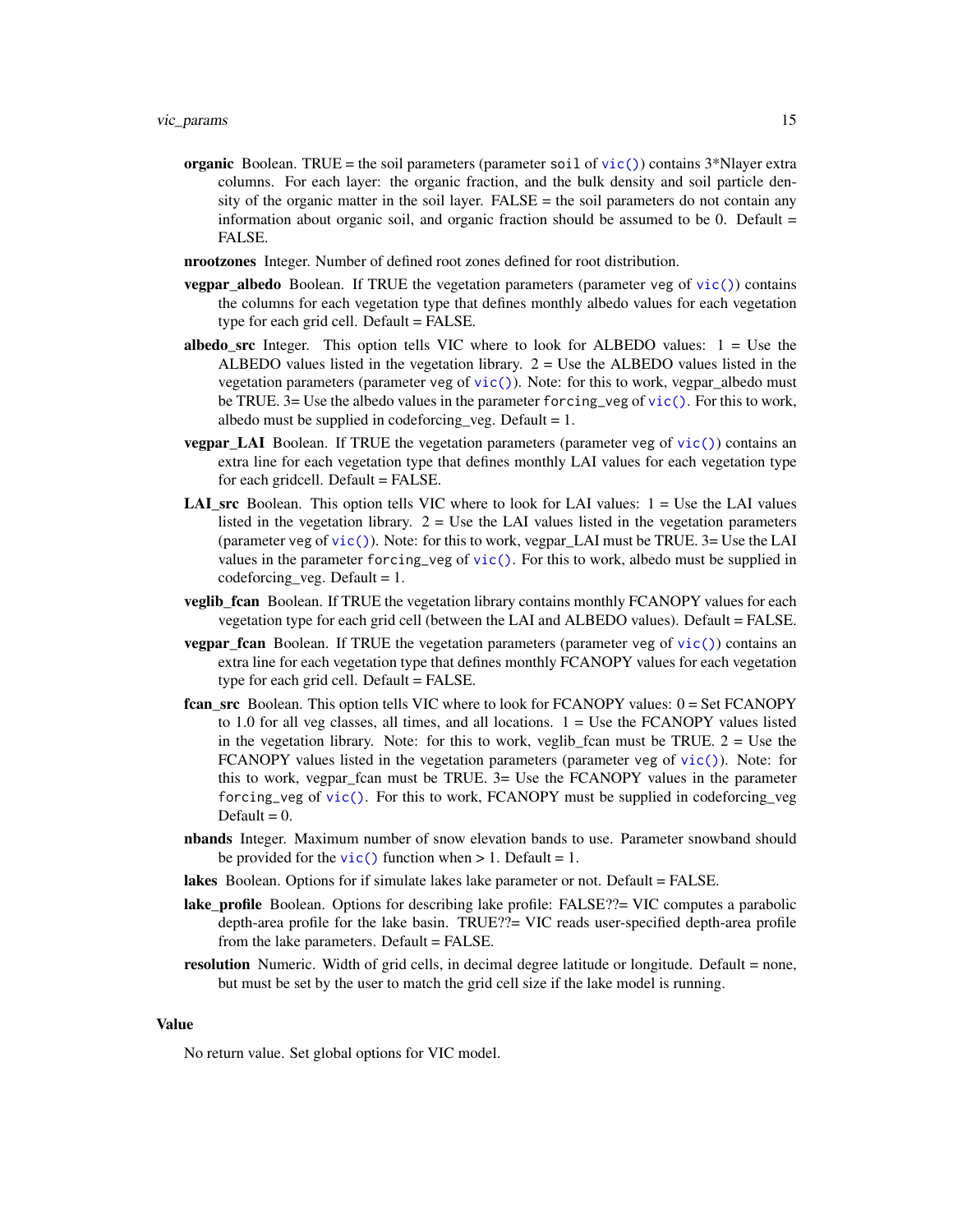**organic** Boolean. TRUE = the soil parameters (parameter `soil` of `vic()`) contains 3*Nlayer extra columns. For each layer: the organic fraction, and the bulk density and soil particle density of the organic matter in the soil layer. FALSE = the soil parameters do not contain any information about organic soil, and organic fraction should be assumed to be 0. Default = FALSE.

**nrootzones** Integer. Number of defined root zones defined for root distribution.

**vegpar_albedo** Boolean. If TRUE the vegetation parameters (parameter `veg` of `vic()`) contains the columns for each vegetation type that defines monthly albedo values for each vegetation type for each grid cell. Default = FALSE.

**albedo_src** Integer. This option tells VIC where to look for ALBEDO values: 1 = Use the ALBEDO values listed in the vegetation library. 2 = Use the ALBEDO values listed in the vegetation parameters (parameter `veg` of `vic()`). Note: for this to work, vegpar_albedo must be TRUE. 3= Use the albedo values in the parameter `forcing_veg` of `vic()`. For this to work, albedo must be supplied in codeforcing_veg. Default = 1.

**vegpar_LAI** Boolean. If TRUE the vegetation parameters (parameter `veg` of `vic()`) contains an extra line for each vegetation type that defines monthly LAI values for each vegetation type for each gridcell. Default = FALSE.

**LAI_src** Boolean. This option tells VIC where to look for LAI values: 1 = Use the LAI values listed in the vegetation library. 2 = Use the LAI values listed in the vegetation parameters (parameter `veg` of `vic()`). Note: for this to work, vegpar_LAI must be TRUE. 3= Use the LAI values in the parameter `forcing_veg` of `vic()`. For this to work, albedo must be supplied in codeforcing_veg. Default = 1.

**veglib_fcan** Boolean. If TRUE the vegetation library contains monthly FCANOPY values for each vegetation type for each grid cell (between the LAI and ALBEDO values). Default = FALSE.

**vegpar_fcan** Boolean. If TRUE the vegetation parameters (parameter `veg` of `vic()`) contains an extra line for each vegetation type that defines monthly FCANOPY values for each vegetation type for each grid cell. Default = FALSE.

**fcan_src** Boolean. This option tells VIC where to look for FCANOPY values: 0 = Set FCANOPY to 1.0 for all veg classes, all times, and all locations. 1 = Use the FCANOPY values listed in the vegetation library. Note: for this to work, veglib_fcan must be TRUE. 2 = Use the FCANOPY values listed in the vegetation parameters (parameter `veg` of `vic()`). Note: for this to work, vegpar_fcan must be TRUE. 3= Use the FCANOPY values in the parameter `forcing_veg` of `vic()`. For this to work, FCANOPY must be supplied in codeforcing_veg Default = 0.

**nbands** Integer. Maximum number of snow elevation bands to use. Parameter snowband should be provided for the `vic()` function when > 1. Default = 1.

**lakes** Boolean. Options for if simulate lakes lake parameter or not. Default = FALSE.

**lake_profile** Boolean. Options for describing lake profile: FALSE??= VIC computes a parabolic depth-area profile for the lake basin. TRUE??= VIC reads user-specified depth-area profile from the lake parameters. Default = FALSE.

**resolution** Numeric. Width of grid cells, in decimal degree latitude or longitude. Default = none, but must be set by the user to match the grid cell size if the lake model is running.

## Value

No return value. Set global options for VIC model.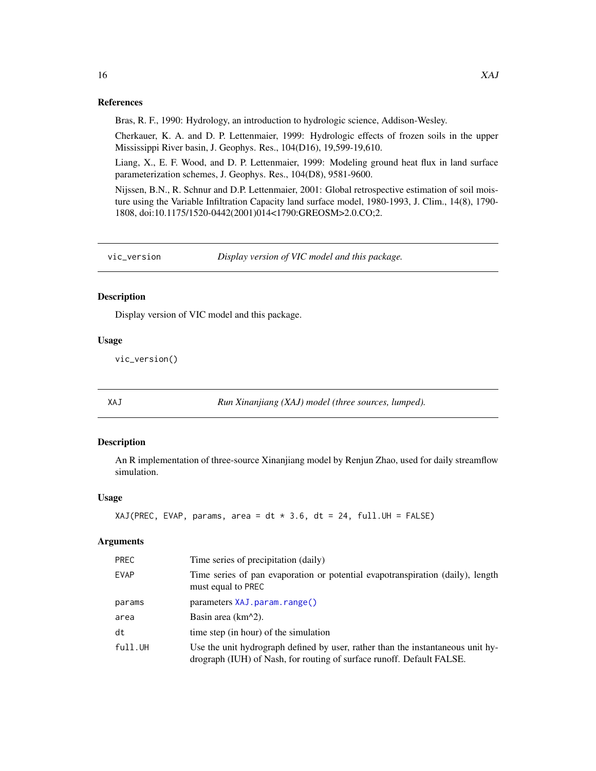### References

Bras, R. F., 1990: Hydrology, an introduction to hydrologic science, Addison-Wesley.

Cherkauer, K. A. and D. P. Lettenmaier, 1999: Hydrologic effects of frozen soils in the upper Mississippi River basin, J. Geophys. Res., 104(D16), 19,599-19,610.

Liang, X., E. F. Wood, and D. P. Lettenmaier, 1999: Modeling ground heat flux in land surface parameterization schemes, J. Geophys. Res., 104(D8), 9581-9600.

Nijssen, B.N., R. Schnur and D.P. Lettenmaier, 2001: Global retrospective estimation of soil moisture using the Variable Infiltration Capacity land surface model, 1980-1993, J. Clim., 14(8), 1790-1808, doi:10.1175/1520-0442(2001)014<1790:GREOSM>2.0.CO;2.

---

## vic_version — *Display version of VIC model and this package.*

### Description

Display version of VIC model and this package.

### Usage

```
vic_version()
```

---

## XAJ — *Run Xinanjiang (XAJ) model (three sources, lumped).*

### Description

An R implementation of three-source Xinanjiang model by Renjun Zhao, used for daily streamflow simulation.

### Usage

```
XAJ(PREC, EVAP, params, area = dt * 3.6, dt = 24, full.UH = FALSE)
```

### Arguments

| Argument | Description |
|---|---|
| PREC | Time series of precipitation (daily) |
| EVAP | Time series of pan evaporation or potential evapotranspiration (daily), length must equal to PREC |
| params | parameters XAJ.param.range() |
| area | Basin area (km^2). |
| dt | time step (in hour) of the simulation |
| full.UH | Use the unit hydrograph defined by user, rather than the instantaneous unit hydrograph (IUH) of Nash, for routing of surface runoff. Default FALSE. |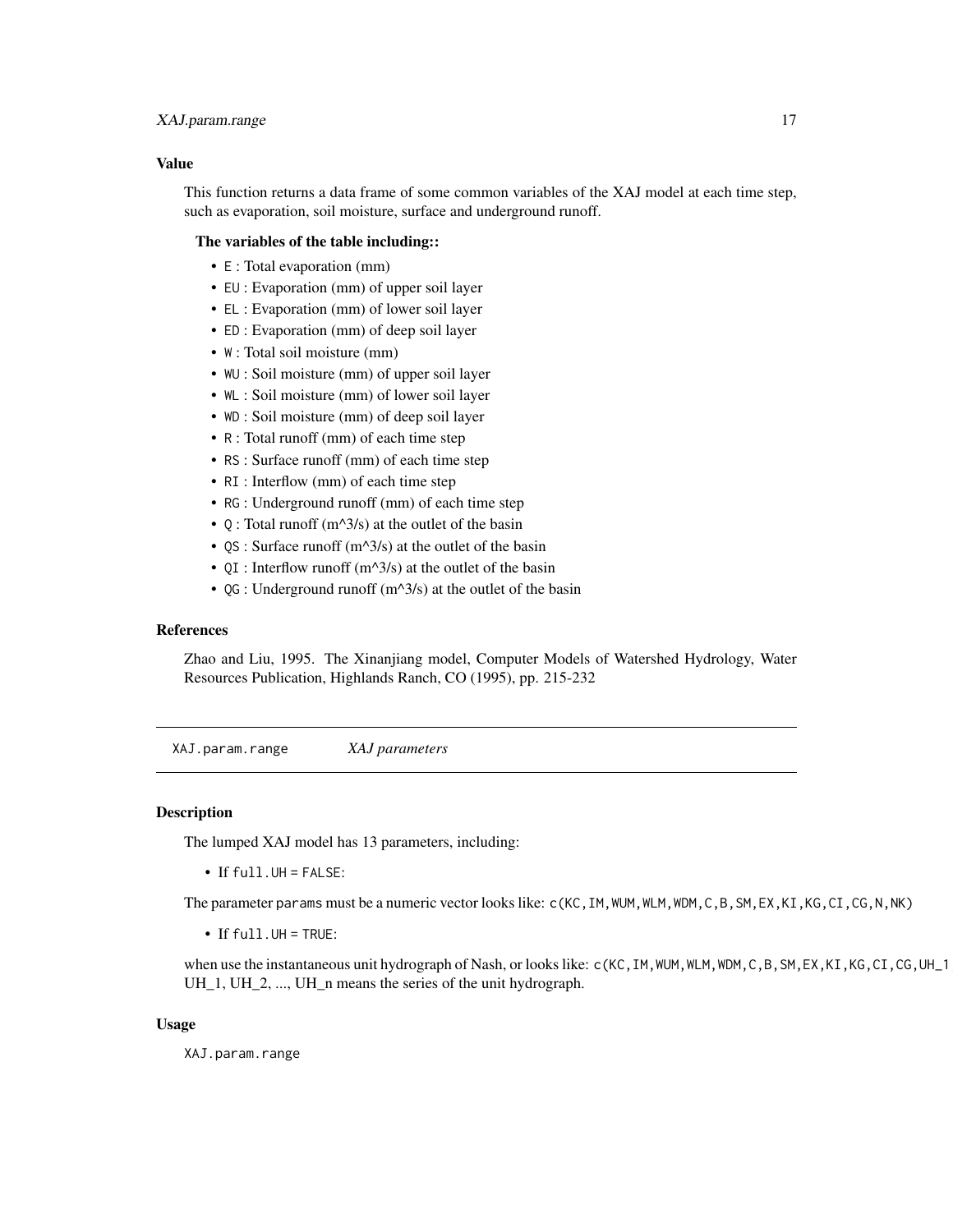### Value

This function returns a data frame of some common variables of the XAJ model at each time step, such as evaporation, soil moisture, surface and underground runoff.

**The variables of the table including::**

- `E` : Total evaporation (mm)
- `EU` : Evaporation (mm) of upper soil layer
- `EL` : Evaporation (mm) of lower soil layer
- `ED` : Evaporation (mm) of deep soil layer
- `W` : Total soil moisture (mm)
- `WU` : Soil moisture (mm) of upper soil layer
- `WL` : Soil moisture (mm) of lower soil layer
- `WD` : Soil moisture (mm) of deep soil layer
- `R` : Total runoff (mm) of each time step
- `RS` : Surface runoff (mm) of each time step
- `RI` : Interflow (mm) of each time step
- `RG` : Underground runoff (mm) of each time step
- `Q` : Total runoff (m^3/s) at the outlet of the basin
- `QS` : Surface runoff (m^3/s) at the outlet of the basin
- `QI` : Interflow runoff (m^3/s) at the outlet of the basin
- `QG` : Underground runoff (m^3/s) at the outlet of the basin

### References

Zhao and Liu, 1995. The Xinanjiang model, Computer Models of Watershed Hydrology, Water Resources Publication, Highlands Ranch, CO (1995), pp. 215-232

---

## `XAJ.param.range` *XAJ parameters*

---

### Description

The lumped XAJ model has 13 parameters, including:

- If `full.UH = FALSE`:

The parameter `params` must be a numeric vector looks like: `c(KC,IM,WUM,WLM,WDM,C,B,SM,EX,KI,KG,CI,CG,N,NK)`

- If `full.UH = TRUE`:

when use the instantaneous unit hydrograph of Nash, or looks like: `c(KC,IM,WUM,WLM,WDM,C,B,SM,EX,KI,KG,CI,CG,UH_1`
UH_1, UH_2, ..., UH_n means the series of the unit hydrograph.

### Usage

```
XAJ.param.range
```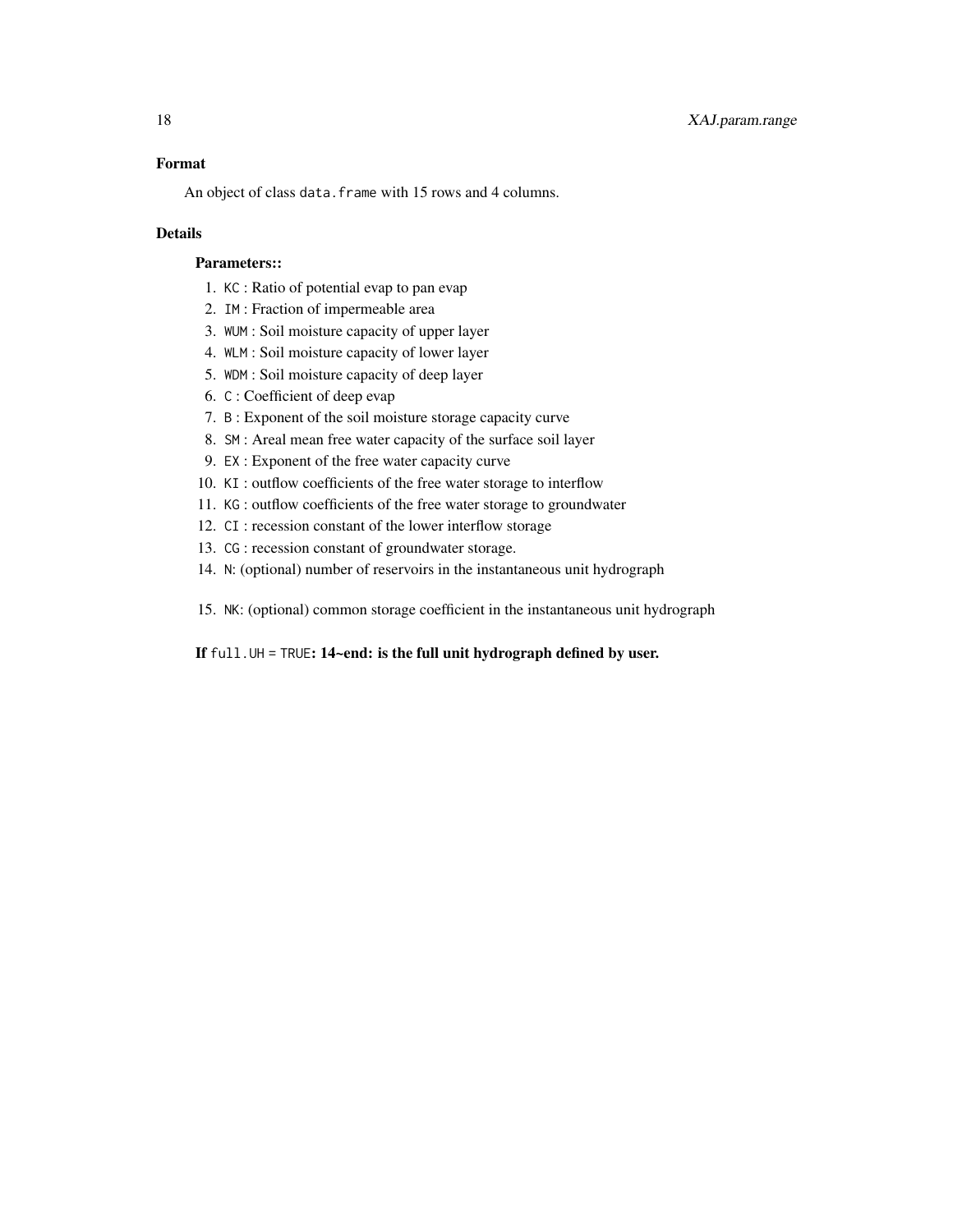### Format

An object of class `data.frame` with 15 rows and 4 columns.

### Details

**Parameters::**

1. `KC` : Ratio of potential evap to pan evap
2. `IM` : Fraction of impermeable area
3. `WUM` : Soil moisture capacity of upper layer
4. `WLM` : Soil moisture capacity of lower layer
5. `WDM` : Soil moisture capacity of deep layer
6. `C` : Coefficient of deep evap
7. `B` : Exponent of the soil moisture storage capacity curve
8. `SM` : Areal mean free water capacity of the surface soil layer
9. `EX` : Exponent of the free water capacity curve
10. `KI` : outflow coefficients of the free water storage to interflow
11. `KG` : outflow coefficients of the free water storage to groundwater
12. `CI` : recession constant of the lower interflow storage
13. `CG` : recession constant of groundwater storage.
14. `N`: (optional) number of reservoirs in the instantaneous unit hydrograph
15. `NK`: (optional) common storage coefficient in the instantaneous unit hydrograph

**If `full.UH = TRUE`: 14~end: is the full unit hydrograph defined by user.**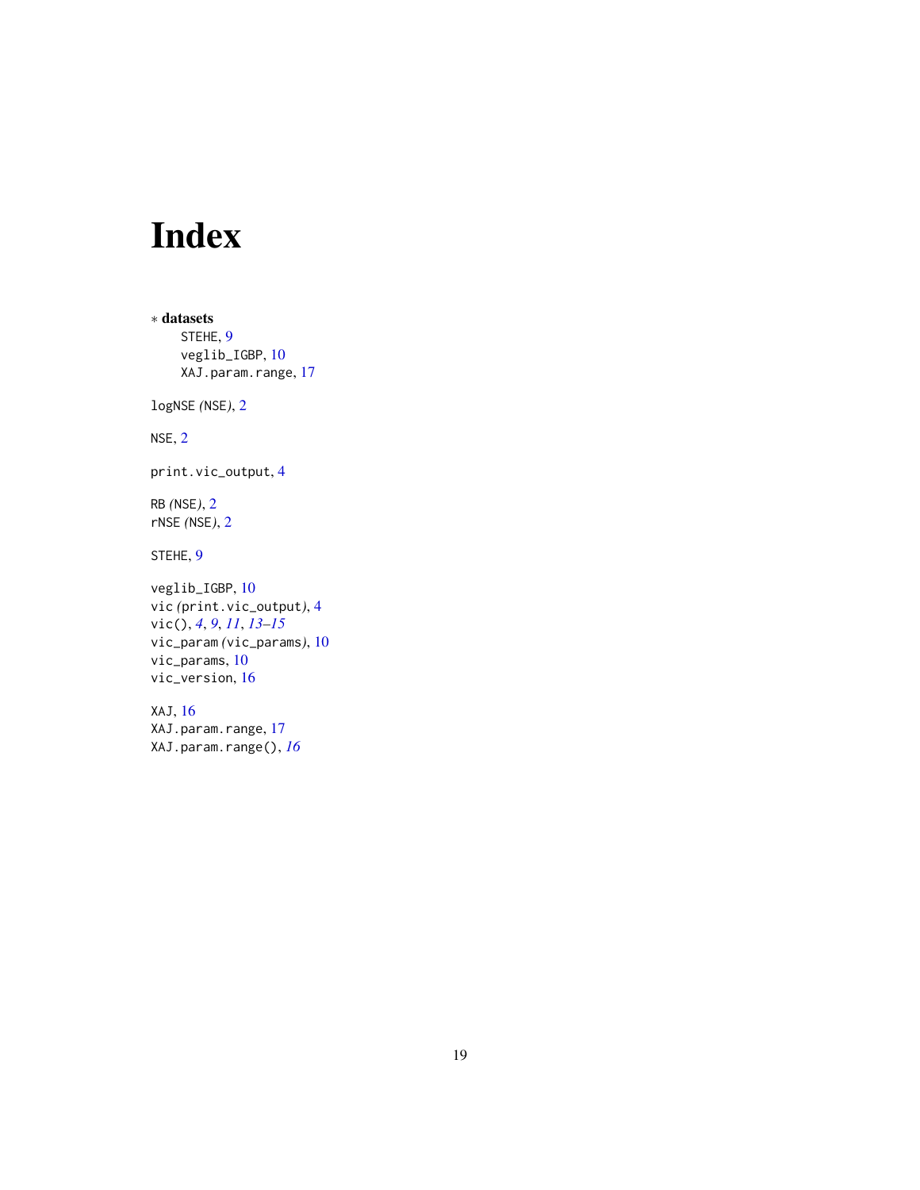# Index

∗ **datasets**

  STEHE, 9
  veglib_IGBP, 10
  XAJ.param.range, 17

logNSE *(*NSE*)*, 2

NSE, 2

print.vic_output, 4

RB *(*NSE*)*, 2
rNSE *(*NSE*)*, 2

STEHE, 9

veglib_IGBP, 10
vic *(*print.vic_output*)*, 4
vic(), *4*, *9*, *11*, *13–15*
vic_param *(*vic_params*)*, 10
vic_params, 10
vic_version, 16

XAJ, 16
XAJ.param.range, 17
XAJ.param.range(), *16*